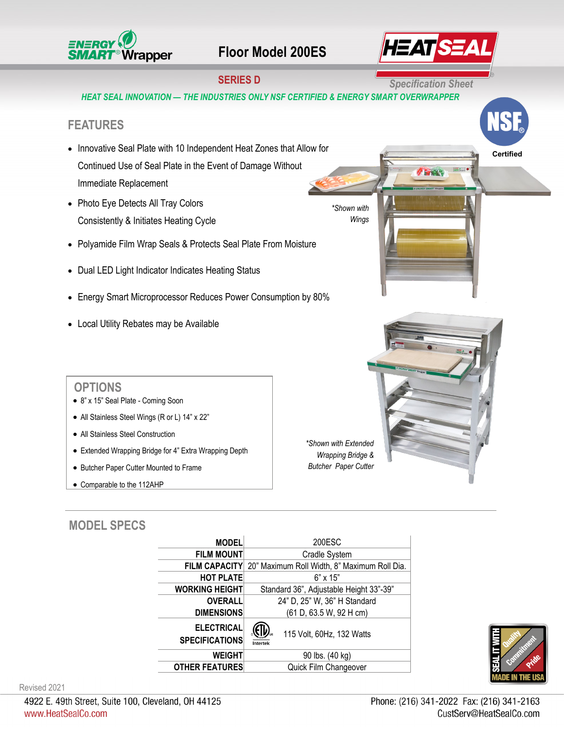ENERGY SMART® Wrapper

# Floor Model 200ES

HEAT SEAL

## SERIES D

Specification Sheet

*HEAT SEAL INNOVATION — THE INDUSTRIES ONLY NSF CERTIFIED & ENERGY SMART OVERWRAPPER*

NSF Certified

## FEATURES

- Innovative Seal Plate with 10 Independent Heat Zones that Allow for Continued Use of Seal Plate in the Event of Damage Without Immediate Replacement
- Photo Eye Detects All Tray Colors Consistently & Initiates Heating Cycle
- Polyamide Film Wrap Seals & Protects Seal Plate From Moisture
- Dual LED Light Indicator Indicates Heating Status
- Energy Smart Microprocessor Reduces Power Consumption by 80%
- Local Utility Rebates may be Available

*\*Shown with Wings*

## OPTIONS

- 8" x 15" Seal Plate - Coming Soon
- All Stainless Steel Wings (R or L) 14" x 22"
- All Stainless Steel Construction
- Extended Wrapping Bridge for 4" Extra Wrapping Depth
- Butcher Paper Cutter Mounted to Frame
- Comparable to the 112AHP

*\*Shown with Extended Wrapping Bridge & Butcher Paper Cutter*

## MODEL SPECS

| | |
|---|---|
| **MODEL** | 200ESC |
| **FILM MOUNT** | Cradle System |
| **FILM CAPACITY** | 20" Maximum Roll Width, 8" Maximum Roll Dia. |
| **HOT PLATE** | 6" x 15" |
| **WORKING HEIGHT** | Standard 36", Adjustable Height 33"-39" |
| **OVERALL DIMENSIONS** | 24" D, 25" W, 36" H Standard (61 D, 63.5 W, 92 H cm) |
| **ELECTRICAL SPECIFICATIONS** | ETL Intertek — 115 Volt, 60Hz, 132 Watts |
| **WEIGHT** | 90 lbs. (40 kg) |
| **OTHER FEATURES** | Quick Film Changeover |

SEAL IT WITH Quality Commitment Pride — MADE IN THE USA

Revised 2021

4922 E. 49th Street, Suite 100, Cleveland, OH 44125
www.HeatSealCo.com

Phone: (216) 341-2022 Fax: (216) 341-2163
CustServ@HeatSealCo.com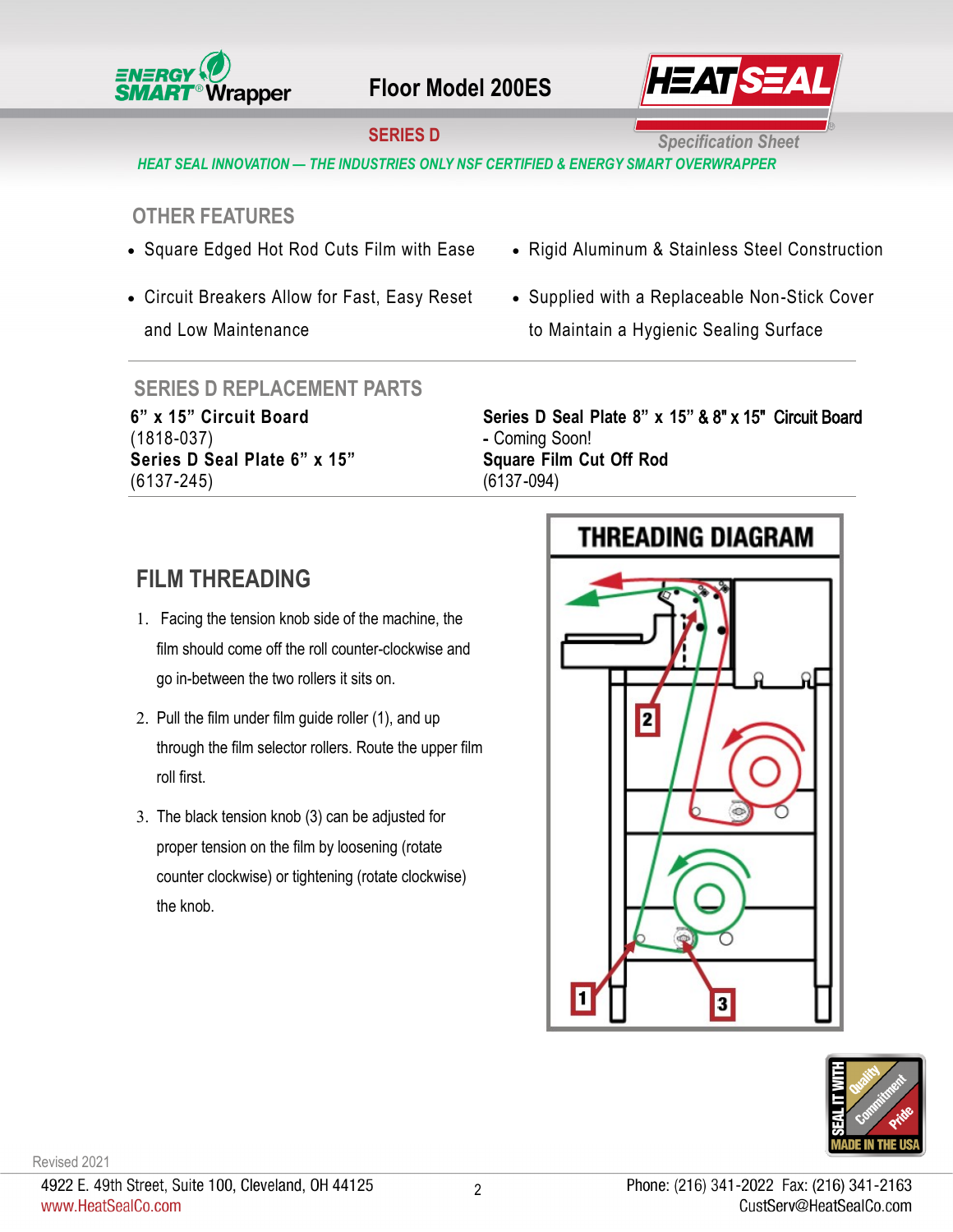# Floor Model 200ES

**SERIES D**

*HEAT SEAL INNOVATION — THE INDUSTRIES ONLY NSF CERTIFIED & ENERGY SMART OVERWRAPPER*

## OTHER FEATURES

- Square Edged Hot Rod Cuts Film with Ease
- Circuit Breakers Allow for Fast, Easy Reset and Low Maintenance
- Rigid Aluminum & Stainless Steel Construction
- Supplied with a Replaceable Non-Stick Cover to Maintain a Hygienic Sealing Surface

## SERIES D REPLACEMENT PARTS

**6” x 15” Circuit Board**
(1818-037)
**Series D Seal Plate 6” x 15”**
(6137-245)

**Series D Seal Plate 8” x 15” & 8" x 15" Circuit Board**
- Coming Soon!
**Square Film Cut Off Rod**
(6137-094)

## FILM THREADING

1. Facing the tension knob side of the machine, the film should come off the roll counter-clockwise and go in-between the two rollers it sits on.
2. Pull the film under film guide roller (1), and up through the film selector rollers. Route the upper film roll first.
3. The black tension knob (3) can be adjusted for proper tension on the film by loosening (rotate counter clockwise) or tightening (rotate clockwise) the knob.

THREADING DIAGRAM

2

1

3

Revised 2021

4922 E. 49th Street, Suite 100, Cleveland, OH 44125
www.HeatSealCo.com

Phone: (216) 341-2022 Fax: (216) 341-2163
CustServ@HeatSealCo.com